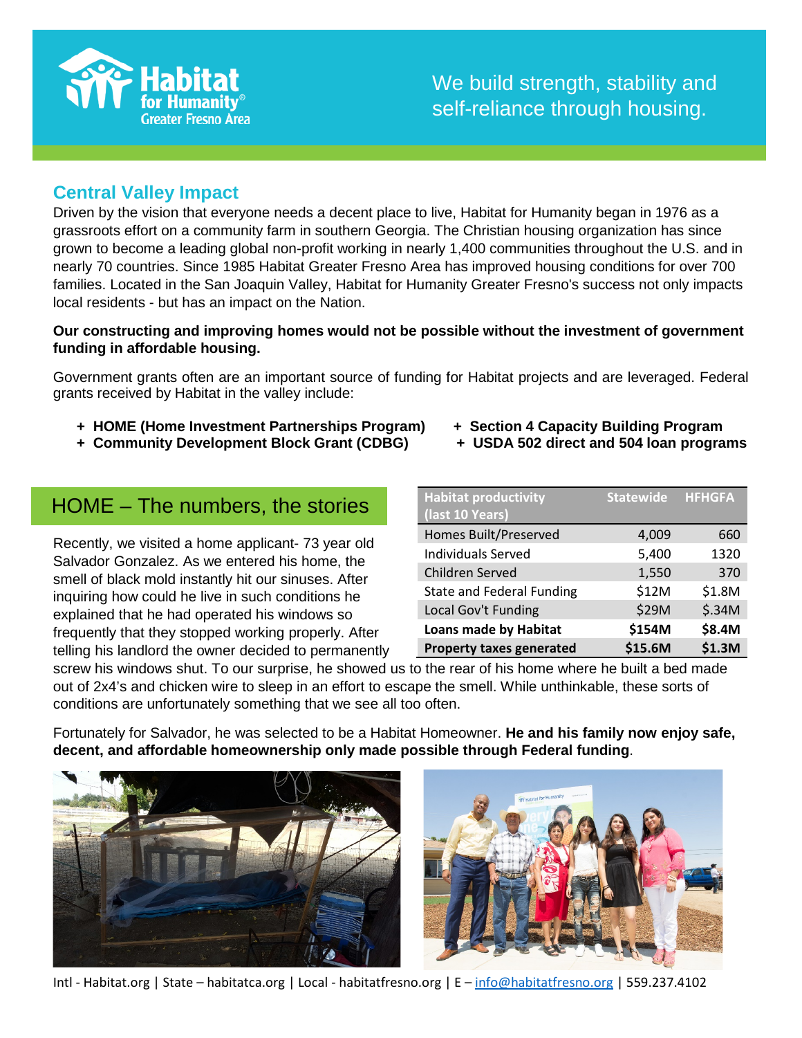# Habitat for Humanity Greater Fresno Area

We build strength, stability and self-reliance through housing.

## Central Valley Impact

Driven by the vision that everyone needs a decent place to live, Habitat for Humanity began in 1976 as a grassroots effort on a community farm in southern Georgia. The Christian housing organization has since grown to become a leading global non-profit working in nearly 1,400 communities throughout the U.S. and in nearly 70 countries. Since 1985 Habitat Greater Fresno Area has improved housing conditions for over 700 families. Located in the San Joaquin Valley, Habitat for Humanity Greater Fresno's success not only impacts local residents - but has an impact on the Nation.

**Our constructing and improving homes would not be possible without the investment of government funding in affordable housing.**

Government grants often are an important source of funding for Habitat projects and are leveraged. Federal grants received by Habitat in the valley include:

- **HOME (Home Investment Partnerships Program)**
- **Community Development Block Grant (CDBG)**
- **Section 4 Capacity Building Program**
- **USDA 502 direct and 504 loan programs**

## HOME – The numbers, the stories

| Habitat productivity (last 10 Years) | Statewide | HFHGFA |
|---|---|---|
| Homes Built/Preserved | 4,009 | 660 |
| Individuals Served | 5,400 | 1320 |
| Children Served | 1,550 | 370 |
| State and Federal Funding | $12M | $1.8M |
| Local Gov't Funding | $29M | $.34M |
| **Loans made by Habitat** | **$154M** | **$8.4M** |
| **Property taxes generated** | **$15.6M** | **$1.3M** |

Recently, we visited a home applicant- 73 year old Salvador Gonzalez. As we entered his home, the smell of black mold instantly hit our sinuses. After inquiring how could he live in such conditions he explained that he had operated his windows so frequently that they stopped working properly. After telling his landlord the owner decided to permanently screw his windows shut. To our surprise, he showed us to the rear of his home where he built a bed made out of 2x4's and chicken wire to sleep in an effort to escape the smell. While unthinkable, these sorts of conditions are unfortunately something that we see all too often.

Fortunately for Salvador, he was selected to be a Habitat Homeowner. **He and his family now enjoy safe, decent, and affordable homeownership only made possible through Federal funding**.

Intl - Habitat.org | State – habitatca.org | Local - habitatfresno.org | E – info@habitatfresno.org | 559.237.4102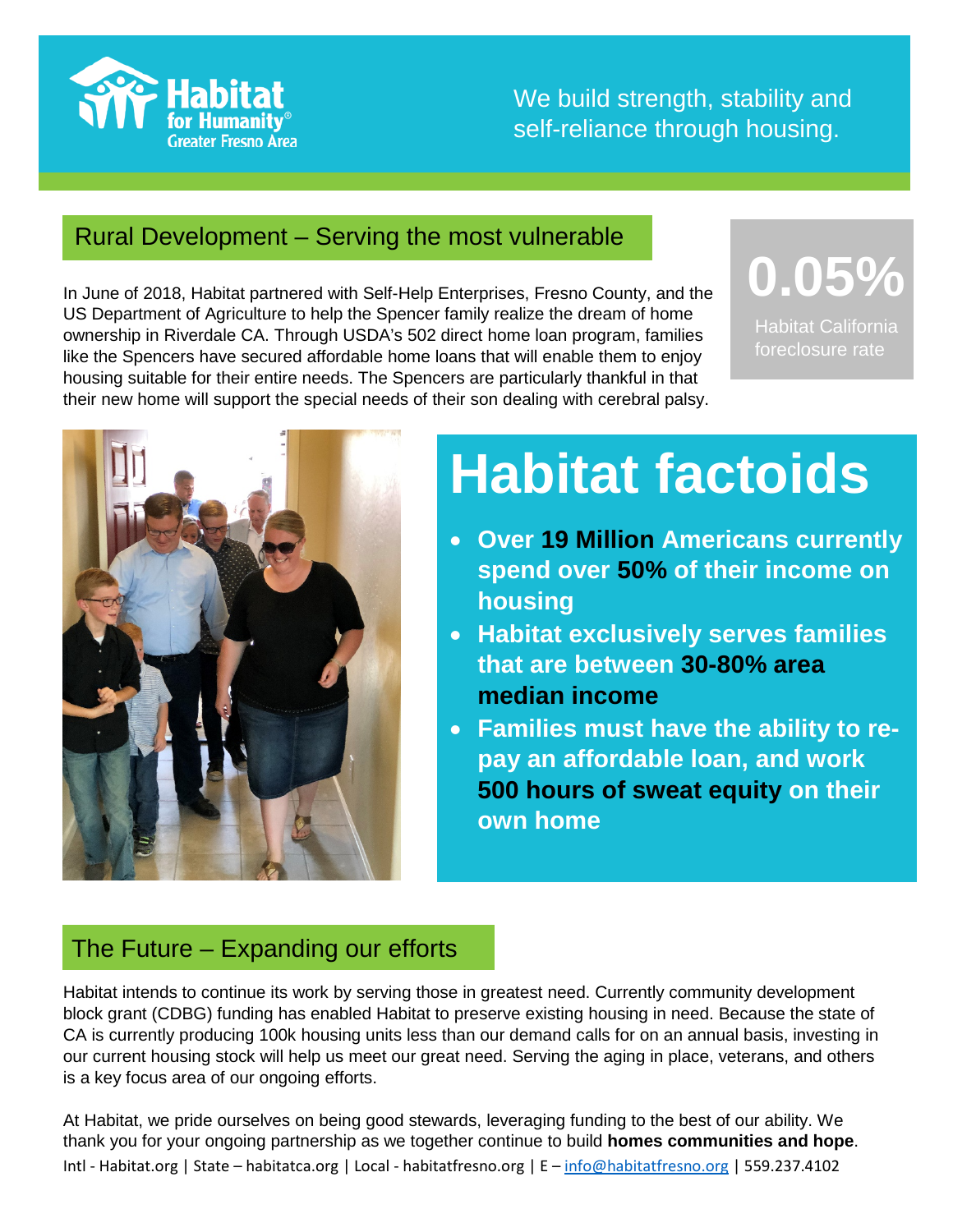Habitat for Humanity® Greater Fresno Area

We build strength, stability and self-reliance through housing.

## Rural Development – Serving the most vulnerable

In June of 2018, Habitat partnered with Self-Help Enterprises, Fresno County, and the US Department of Agriculture to help the Spencer family realize the dream of home ownership in Riverdale CA. Through USDA's 502 direct home loan program, families like the Spencers have secured affordable home loans that will enable them to enjoy housing suitable for their entire needs. The Spencers are particularly thankful in that their new home will support the special needs of their son dealing with cerebral palsy.

**0.05%**
Habitat California foreclosure rate

## Habitat factoids

- **Over 19 Million Americans currently spend over 50% of their income on housing**
- **Habitat exclusively serves families that are between 30-80% area median income**
- **Families must have the ability to re-pay an affordable loan, and work 500 hours of sweat equity on their own home**

## The Future – Expanding our efforts

Habitat intends to continue its work by serving those in greatest need. Currently community development block grant (CDBG) funding has enabled Habitat to preserve existing housing in need. Because the state of CA is currently producing 100k housing units less than our demand calls for on an annual basis, investing in our current housing stock will help us meet our great need. Serving the aging in place, veterans, and others is a key focus area of our ongoing efforts.

At Habitat, we pride ourselves on being good stewards, leveraging funding to the best of our ability. We thank you for your ongoing partnership as we together continue to build **homes communities and hope**.

Intl - Habitat.org | State – habitatca.org | Local - habitatfresno.org | E – info@habitatfresno.org | 559.237.4102